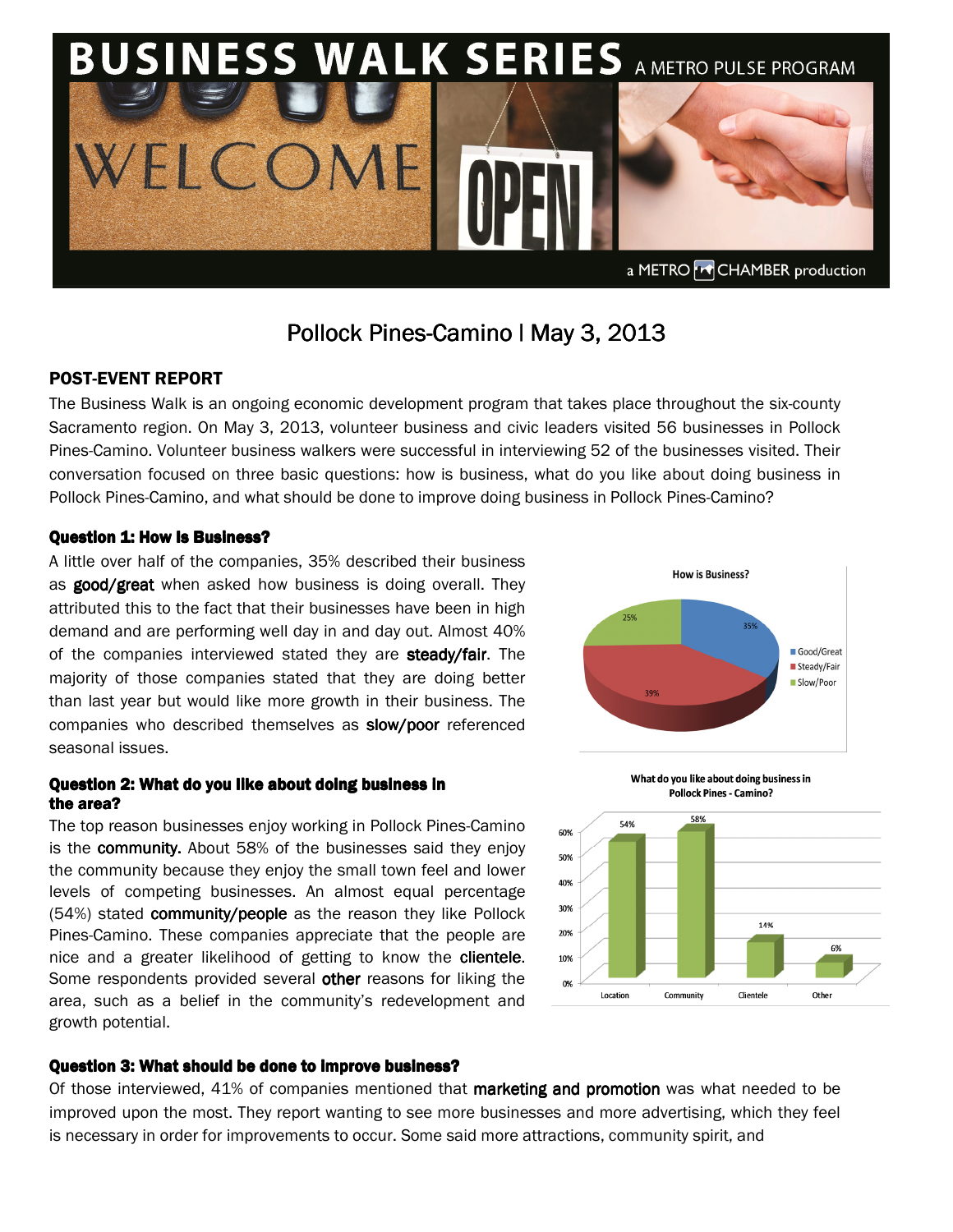# BUSINESS WALK SERIES

A METRO PULSE PROGRAM

a METRO CHAMBER production

## Pollock Pines-Camino | May 3, 2013

### POST-EVENT REPORT

The Business Walk is an ongoing economic development program that takes place throughout the six-county Sacramento region. On May 3, 2013, volunteer business and civic leaders visited 56 businesses in Pollock Pines-Camino. Volunteer business walkers were successful in interviewing 52 of the businesses visited. Their conversation focused on three basic questions: how is business, what do you like about doing business in Pollock Pines-Camino, and what should be done to improve doing business in Pollock Pines-Camino?

### Question 1: How is Business?

A little over half of the companies, 35% described their business as **good/great** when asked how business is doing overall. They attributed this to the fact that their businesses have been in high demand and are performing well day in and day out. Almost 40% of the companies interviewed stated they are **steady/fair**. The majority of those companies stated that they are doing better than last year but would like more growth in their business. The companies who described themselves as **slow/poor** referenced seasonal issues.

**How is Business?**

| Response | Percentage |
|---|---|
| Good/Great | 35% |
| Steady/Fair | 39% |
| Slow/Poor | 25% |

### Question 2: What do you like about doing business in the area?

The top reason businesses enjoy working in Pollock Pines-Camino is the **community.** About 58% of the businesses said they enjoy the community because they enjoy the small town feel and lower levels of competing businesses. An almost equal percentage (54%) stated **community/people** as the reason they like Pollock Pines-Camino. These companies appreciate that the people are nice and a greater likelihood of getting to know the **clientele**. Some respondents provided several **other** reasons for liking the area, such as a belief in the community's redevelopment and growth potential.

**What do you like about doing business in Pollock Pines - Camino?**

| Response | Percentage |
|---|---|
| Location | 54% |
| Community | 58% |
| Clientele | 14% |
| Other | 6% |

### Question 3: What should be done to improve business?

Of those interviewed, 41% of companies mentioned that **marketing and promotion** was what needed to be improved upon the most. They report wanting to see more businesses and more advertising, which they feel is necessary in order for improvements to occur. Some said more attractions, community spirit, and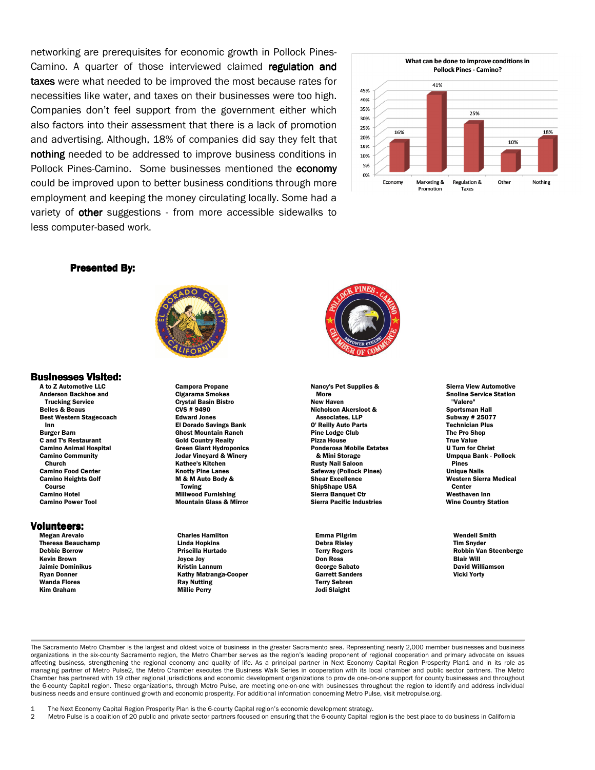networking are prerequisites for economic growth in Pollock Pines-Camino. A quarter of those interviewed claimed **regulation and taxes** were what needed to be improved the most because rates for necessities like water, and taxes on their businesses were too high. Companies don't feel support from the government either which also factors into their assessment that there is a lack of promotion and advertising. Although, 18% of companies did say they felt that **nothing** needed to be addressed to improve business conditions in Pollock Pines-Camino. Some businesses mentioned the **economy** could be improved upon to better business conditions through more employment and keeping the money circulating locally. Some had a variety of **other** suggestions - from more accessible sidewalks to less computer-based work.

What can be done to improve conditions in Pollock Pines - Camino?

45%
40%
35%
30%
25%
20%
15%
10%
5%
0%

Economy 16%
Marketing & Promotion 41%
Regulation & Taxes 25%
Other 10%
Nothing 18%

**Presented By:**

## Businesses Visited:

A to Z Automotive LLC
Anderson Backhoe and Trucking Service
Belles & Beaus
Best Western Stagecoach Inn
Burger Barn
C and T's Restaurant
Camino Animal Hospital
Camino Community Church
Camino Food Center
Camino Heights Golf Course
Camino Hotel
Camino Power Tool
Campora Propane
Cigarama Smokes
Crystal Basin Bistro
CVS # 9490
Edward Jones
El Dorado Savings Bank
Ghost Mountain Ranch
Gold Country Realty
Green Giant Hydroponics
Jodar Vineyard & Winery
Kathee's Kitchen
Knotty Pine Lanes
M & M Auto Body & Towing
Millwood Furnishing
Mountain Glass & Mirror
Nancy's Pet Supplies & More
New Haven
Nicholson Akersloot & Associates, LLP
O' Reilly Auto Parts
Pine Lodge Club
Pizza House
Ponderosa Mobile Estates & Mini Storage
Rusty Nail Saloon
Safeway (Pollock Pines)
Shear Excellence
ShipShape USA
Sierra Banquet Ctr
Sierra Pacific Industries
Sierra View Automotive
Snoline Service Station "Valero"
Sportsman Hall
Subway # 25077
Technician Plus
The Pro Shop
True Value
U Turn for Christ
Umpqua Bank - Pollock Pines
Unique Nails
Western Sierra Medical Center
Westhaven Inn
Wine Country Station

## Volunteers:

Megan Arevalo
Theresa Beauchamp
Debbie Borrow
Kevin Brown
Jaimie Dominikus
Ryan Donner
Wanda Flores
Kim Graham
Charles Hamilton
Linda Hopkins
Priscilla Hurtado
Joyce Joy
Kristin Lannum
Kathy Matranga-Cooper
Ray Nutting
Millie Perry
Emma Pilgrim
Debra Risley
Terry Rogers
Don Ross
George Sabato
Garrett Sanders
Terry Sebren
Jodi Slaight
Wendell Smith
Tim Snyder
Robbin Van Steenberge
Blair Will
David Williamson
Vicki Yorty

The Sacramento Metro Chamber is the largest and oldest voice of business in the greater Sacramento area. Representing nearly 2,000 member businesses and business organizations in the six-county Sacramento region, the Metro Chamber serves as the region's leading proponent of regional cooperation and primary advocate on issues affecting business, strengthening the regional economy and quality of life. As a principal partner in Next Economy Capital Region Prosperity Plan[1] and in its role as managing partner of Metro Pulse[2], the Metro Chamber executes the Business Walk Series in cooperation with its local chamber and public sector partners. The Metro Chamber has partnered with 19 other regional jurisdictions and economic development organizations to provide one-on-one support for county businesses and throughout the 6-county Capital region. These organizations, through Metro Pulse, are meeting one-on-one with businesses throughout the region to identify and address individual business needs and ensure continued growth and economic prosperity. For additional information concerning Metro Pulse, visit metropulse.org.

1 The Next Economy Capital Region Prosperity Plan is the 6-county Capital region's economic development strategy.
2 Metro Pulse is a coalition of 20 public and private sector partners focused on ensuring that the 6-county Capital region is the best place to do business in California